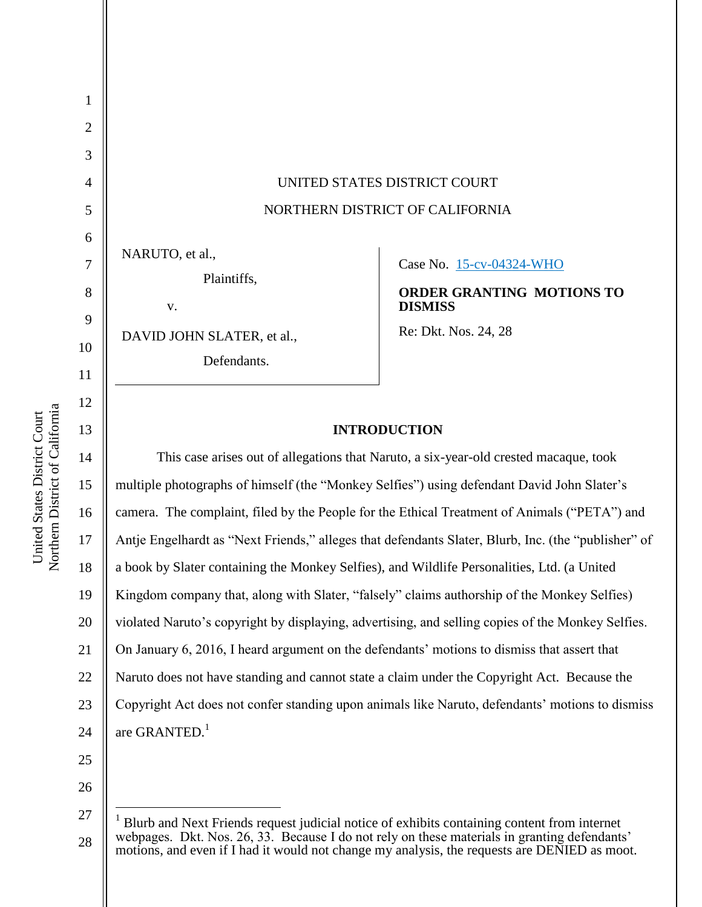UNITED STATES DISTRICT COURT

NORTHERN DISTRICT OF CALIFORNIA

| | |
|---|---|
| NARUTO, et al.,<br>Plaintiffs,<br>v.<br>DAVID JOHN SLATER, et al.,<br>Defendants. | Case No. 15-cv-04324-WHO<br>**ORDER GRANTING MOTIONS TO DISMISS**<br>Re: Dkt. Nos. 24, 28 |

## INTRODUCTION

This case arises out of allegations that Naruto, a six-year-old crested macaque, took multiple photographs of himself (the "Monkey Selfies") using defendant David John Slater's camera. The complaint, filed by the People for the Ethical Treatment of Animals ("PETA") and Antje Engelhardt as "Next Friends," alleges that defendants Slater, Blurb, Inc. (the "publisher" of a book by Slater containing the Monkey Selfies), and Wildlife Personalities, Ltd. (a United Kingdom company that, along with Slater, "falsely" claims authorship of the Monkey Selfies) violated Naruto's copyright by displaying, advertising, and selling copies of the Monkey Selfies. On January 6, 2016, I heard argument on the defendants' motions to dismiss that assert that Naruto does not have standing and cannot state a claim under the Copyright Act. Because the Copyright Act does not confer standing upon animals like Naruto, defendants' motions to dismiss are GRANTED.[1]

[1] Blurb and Next Friends request judicial notice of exhibits containing content from internet webpages. Dkt. Nos. 26, 33. Because I do not rely on these materials in granting defendants' motions, and even if I had it would not change my analysis, the requests are DENIED as moot.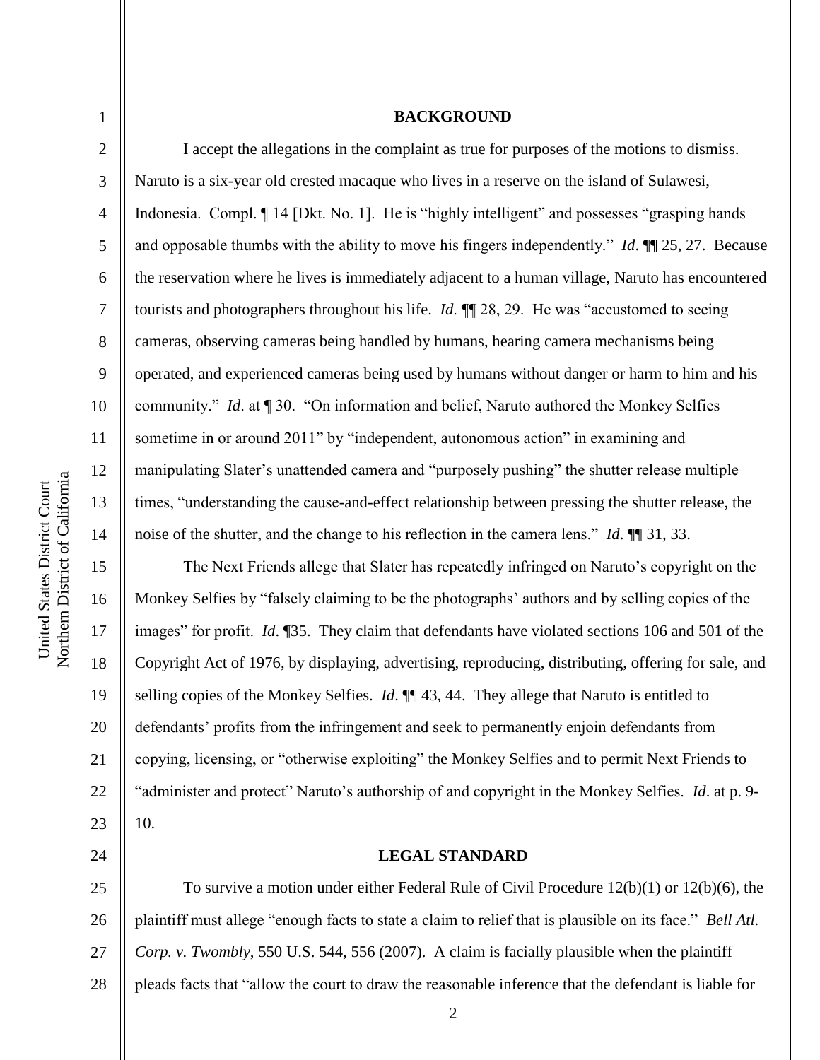## BACKGROUND

I accept the allegations in the complaint as true for purposes of the motions to dismiss. Naruto is a six-year old crested macaque who lives in a reserve on the island of Sulawesi, Indonesia. Compl. ¶ 14 [Dkt. No. 1]. He is "highly intelligent" and possesses "grasping hands and opposable thumbs with the ability to move his fingers independently." *Id*. ¶¶ 25, 27. Because the reservation where he lives is immediately adjacent to a human village, Naruto has encountered tourists and photographers throughout his life. *Id*. ¶¶ 28, 29. He was "accustomed to seeing cameras, observing cameras being handled by humans, hearing camera mechanisms being operated, and experienced cameras being used by humans without danger or harm to him and his community." *Id*. at ¶ 30. "On information and belief, Naruto authored the Monkey Selfies sometime in or around 2011" by "independent, autonomous action" in examining and manipulating Slater's unattended camera and "purposely pushing" the shutter release multiple times, "understanding the cause-and-effect relationship between pressing the shutter release, the noise of the shutter, and the change to his reflection in the camera lens." *Id*. ¶¶ 31, 33.

The Next Friends allege that Slater has repeatedly infringed on Naruto's copyright on the Monkey Selfies by "falsely claiming to be the photographs' authors and by selling copies of the images" for profit. *Id*. ¶35. They claim that defendants have violated sections 106 and 501 of the Copyright Act of 1976, by displaying, advertising, reproducing, distributing, offering for sale, and selling copies of the Monkey Selfies. *Id*. ¶¶ 43, 44. They allege that Naruto is entitled to defendants' profits from the infringement and seek to permanently enjoin defendants from copying, licensing, or "otherwise exploiting" the Monkey Selfies and to permit Next Friends to "administer and protect" Naruto's authorship of and copyright in the Monkey Selfies. *Id*. at p. 9-10.

## LEGAL STANDARD

To survive a motion under either Federal Rule of Civil Procedure 12(b)(1) or 12(b)(6), the plaintiff must allege "enough facts to state a claim to relief that is plausible on its face." *Bell Atl. Corp. v. Twombly*, 550 U.S. 544, 556 (2007). A claim is facially plausible when the plaintiff pleads facts that "allow the court to draw the reasonable inference that the defendant is liable for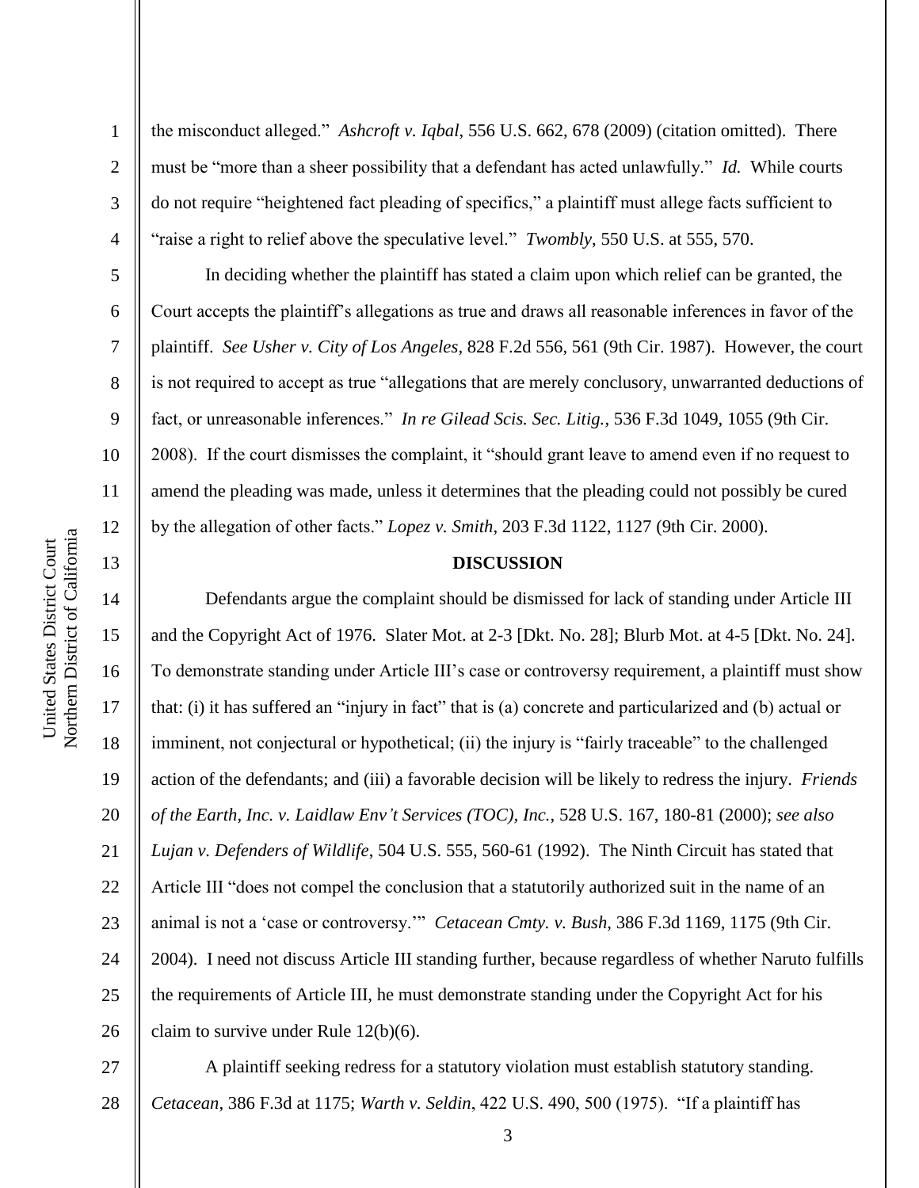the misconduct alleged." *Ashcroft v. Iqbal*, 556 U.S. 662, 678 (2009) (citation omitted). There must be "more than a sheer possibility that a defendant has acted unlawfully." *Id.* While courts do not require "heightened fact pleading of specifics," a plaintiff must allege facts sufficient to "raise a right to relief above the speculative level." *Twombly*, 550 U.S. at 555, 570.

In deciding whether the plaintiff has stated a claim upon which relief can be granted, the Court accepts the plaintiff's allegations as true and draws all reasonable inferences in favor of the plaintiff. *See Usher v. City of Los Angeles*, 828 F.2d 556, 561 (9th Cir. 1987). However, the court is not required to accept as true "allegations that are merely conclusory, unwarranted deductions of fact, or unreasonable inferences." *In re Gilead Scis. Sec. Litig.*, 536 F.3d 1049, 1055 (9th Cir. 2008). If the court dismisses the complaint, it "should grant leave to amend even if no request to amend the pleading was made, unless it determines that the pleading could not possibly be cured by the allegation of other facts." *Lopez v. Smith*, 203 F.3d 1122, 1127 (9th Cir. 2000).

**DISCUSSION**

Defendants argue the complaint should be dismissed for lack of standing under Article III and the Copyright Act of 1976. Slater Mot. at 2-3 [Dkt. No. 28]; Blurb Mot. at 4-5 [Dkt. No. 24]. To demonstrate standing under Article III's case or controversy requirement, a plaintiff must show that: (i) it has suffered an "injury in fact" that is (a) concrete and particularized and (b) actual or imminent, not conjectural or hypothetical; (ii) the injury is "fairly traceable" to the challenged action of the defendants; and (iii) a favorable decision will be likely to redress the injury. *Friends of the Earth, Inc. v. Laidlaw Env't Services (TOC), Inc.*, 528 U.S. 167, 180-81 (2000); *see also Lujan v. Defenders of Wildlife*, 504 U.S. 555, 560-61 (1992). The Ninth Circuit has stated that Article III "does not compel the conclusion that a statutorily authorized suit in the name of an animal is not a 'case or controversy.'" *Cetacean Cmty. v. Bush*, 386 F.3d 1169, 1175 (9th Cir. 2004). I need not discuss Article III standing further, because regardless of whether Naruto fulfills the requirements of Article III, he must demonstrate standing under the Copyright Act for his claim to survive under Rule 12(b)(6).

A plaintiff seeking redress for a statutory violation must establish statutory standing. *Cetacean*, 386 F.3d at 1175; *Warth v. Seldin*, 422 U.S. 490, 500 (1975). "If a plaintiff has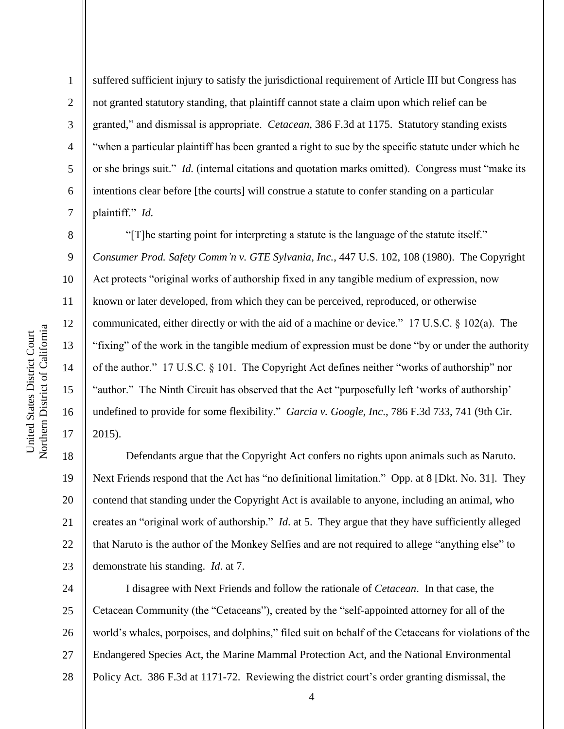suffered sufficient injury to satisfy the jurisdictional requirement of Article III but Congress has not granted statutory standing, that plaintiff cannot state a claim upon which relief can be granted," and dismissal is appropriate. *Cetacean*, 386 F.3d at 1175. Statutory standing exists "when a particular plaintiff has been granted a right to sue by the specific statute under which he or she brings suit." *Id.* (internal citations and quotation marks omitted). Congress must "make its intentions clear before [the courts] will construe a statute to confer standing on a particular plaintiff." *Id.*

"[T]he starting point for interpreting a statute is the language of the statute itself." *Consumer Prod. Safety Comm'n v. GTE Sylvania, Inc.*, 447 U.S. 102, 108 (1980). The Copyright Act protects "original works of authorship fixed in any tangible medium of expression, now known or later developed, from which they can be perceived, reproduced, or otherwise communicated, either directly or with the aid of a machine or device." 17 U.S.C. § 102(a). The "fixing" of the work in the tangible medium of expression must be done "by or under the authority of the author." 17 U.S.C. § 101. The Copyright Act defines neither "works of authorship" nor "author." The Ninth Circuit has observed that the Act "purposefully left 'works of authorship' undefined to provide for some flexibility." *Garcia v. Google, Inc.*, 786 F.3d 733, 741 (9th Cir. 2015).

Defendants argue that the Copyright Act confers no rights upon animals such as Naruto. Next Friends respond that the Act has "no definitional limitation." Opp. at 8 [Dkt. No. 31]. They contend that standing under the Copyright Act is available to anyone, including an animal, who creates an "original work of authorship." *Id.* at 5. They argue that they have sufficiently alleged that Naruto is the author of the Monkey Selfies and are not required to allege "anything else" to demonstrate his standing. *Id*. at 7.

I disagree with Next Friends and follow the rationale of *Cetacean*. In that case, the Cetacean Community (the "Cetaceans"), created by the "self-appointed attorney for all of the world's whales, porpoises, and dolphins," filed suit on behalf of the Cetaceans for violations of the Endangered Species Act, the Marine Mammal Protection Act, and the National Environmental Policy Act. 386 F.3d at 1171-72. Reviewing the district court's order granting dismissal, the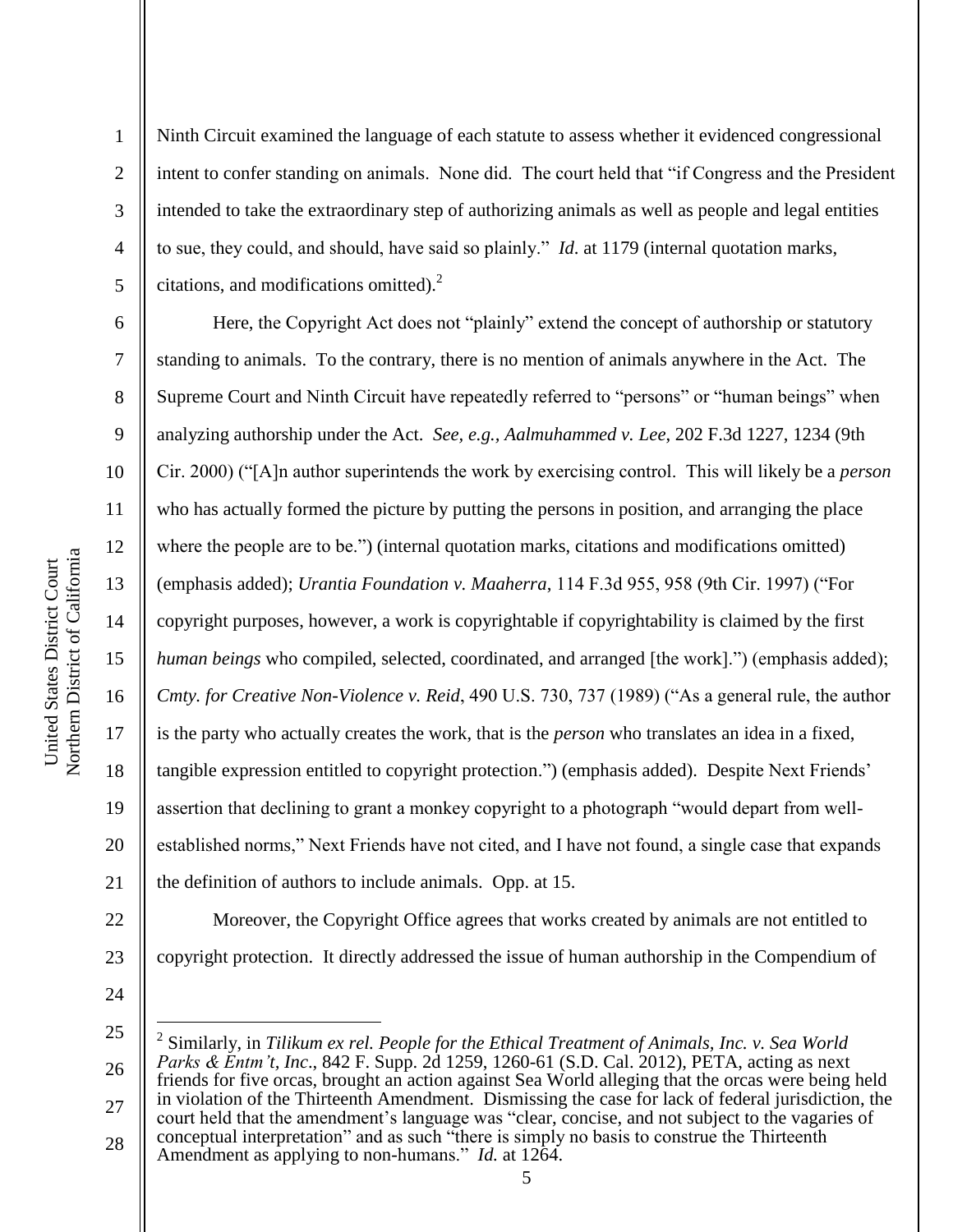Ninth Circuit examined the language of each statute to assess whether it evidenced congressional intent to confer standing on animals. None did. The court held that "if Congress and the President intended to take the extraordinary step of authorizing animals as well as people and legal entities to sue, they could, and should, have said so plainly." *Id.* at 1179 (internal quotation marks, citations, and modifications omitted).[2]

Here, the Copyright Act does not "plainly" extend the concept of authorship or statutory standing to animals. To the contrary, there is no mention of animals anywhere in the Act. The Supreme Court and Ninth Circuit have repeatedly referred to "persons" or "human beings" when analyzing authorship under the Act. *See, e.g., Aalmuhammed v. Lee*, 202 F.3d 1227, 1234 (9th Cir. 2000) ("[A]n author superintends the work by exercising control. This will likely be a *person* who has actually formed the picture by putting the persons in position, and arranging the place where the people are to be.") (internal quotation marks, citations and modifications omitted) (emphasis added); *Urantia Foundation v. Maaherra*, 114 F.3d 955, 958 (9th Cir. 1997) ("For copyright purposes, however, a work is copyrightable if copyrightability is claimed by the first *human beings* who compiled, selected, coordinated, and arranged [the work].") (emphasis added); *Cmty. for Creative Non-Violence v. Reid*, 490 U.S. 730, 737 (1989) ("As a general rule, the author is the party who actually creates the work, that is the *person* who translates an idea in a fixed, tangible expression entitled to copyright protection.") (emphasis added). Despite Next Friends' assertion that declining to grant a monkey copyright to a photograph "would depart from well-established norms," Next Friends have not cited, and I have not found, a single case that expands the definition of authors to include animals. Opp. at 15.

Moreover, the Copyright Office agrees that works created by animals are not entitled to copyright protection. It directly addressed the issue of human authorship in the Compendium of

---

[2] Similarly, in *Tilikum ex rel. People for the Ethical Treatment of Animals, Inc. v. Sea World Parks & Entm't, Inc*., 842 F. Supp. 2d 1259, 1260-61 (S.D. Cal. 2012), PETA, acting as next friends for five orcas, brought an action against Sea World alleging that the orcas were being held in violation of the Thirteenth Amendment. Dismissing the case for lack of federal jurisdiction, the court held that the amendment's language was "clear, concise, and not subject to the vagaries of conceptual interpretation" and as such "there is simply no basis to construe the Thirteenth Amendment as applying to non-humans." *Id.* at 1264.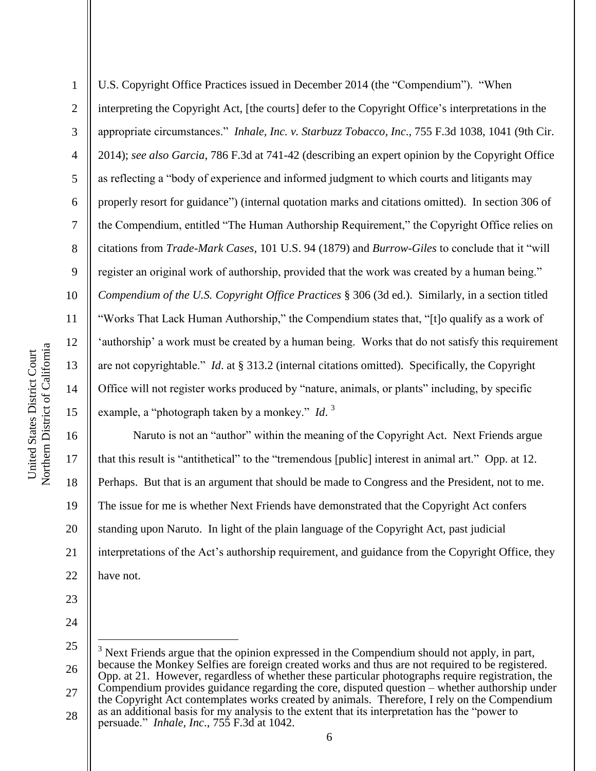U.S. Copyright Office Practices issued in December 2014 (the "Compendium"). "When interpreting the Copyright Act, [the courts] defer to the Copyright Office's interpretations in the appropriate circumstances." *Inhale, Inc. v. Starbuzz Tobacco, Inc*., 755 F.3d 1038, 1041 (9th Cir. 2014); *see also Garcia*, 786 F.3d at 741-42 (describing an expert opinion by the Copyright Office as reflecting a "body of experience and informed judgment to which courts and litigants may properly resort for guidance") (internal quotation marks and citations omitted). In section 306 of the Compendium, entitled "The Human Authorship Requirement," the Copyright Office relies on citations from *Trade-Mark Cases*, 101 U.S. 94 (1879) and *Burrow-Giles* to conclude that it "will register an original work of authorship, provided that the work was created by a human being." *Compendium of the U.S. Copyright Office Practices* § 306 (3d ed.). Similarly, in a section titled "Works That Lack Human Authorship," the Compendium states that, "[t]o qualify as a work of 'authorship' a work must be created by a human being. Works that do not satisfy this requirement are not copyrightable." *Id*. at § 313.2 (internal citations omitted). Specifically, the Copyright Office will not register works produced by "nature, animals, or plants" including, by specific example, a "photograph taken by a monkey." *Id*. [3]

Naruto is not an "author" within the meaning of the Copyright Act. Next Friends argue that this result is "antithetical" to the "tremendous [public] interest in animal art." Opp. at 12. Perhaps. But that is an argument that should be made to Congress and the President, not to me. The issue for me is whether Next Friends have demonstrated that the Copyright Act confers standing upon Naruto. In light of the plain language of the Copyright Act, past judicial interpretations of the Act's authorship requirement, and guidance from the Copyright Office, they have not.

---

[3] Next Friends argue that the opinion expressed in the Compendium should not apply, in part, because the Monkey Selfies are foreign created works and thus are not required to be registered. Opp. at 21. However, regardless of whether these particular photographs require registration, the Compendium provides guidance regarding the core, disputed question – whether authorship under the Copyright Act contemplates works created by animals. Therefore, I rely on the Compendium as an additional basis for my analysis to the extent that its interpretation has the "power to persuade." *Inhale, Inc.*, 755 F.3d at 1042.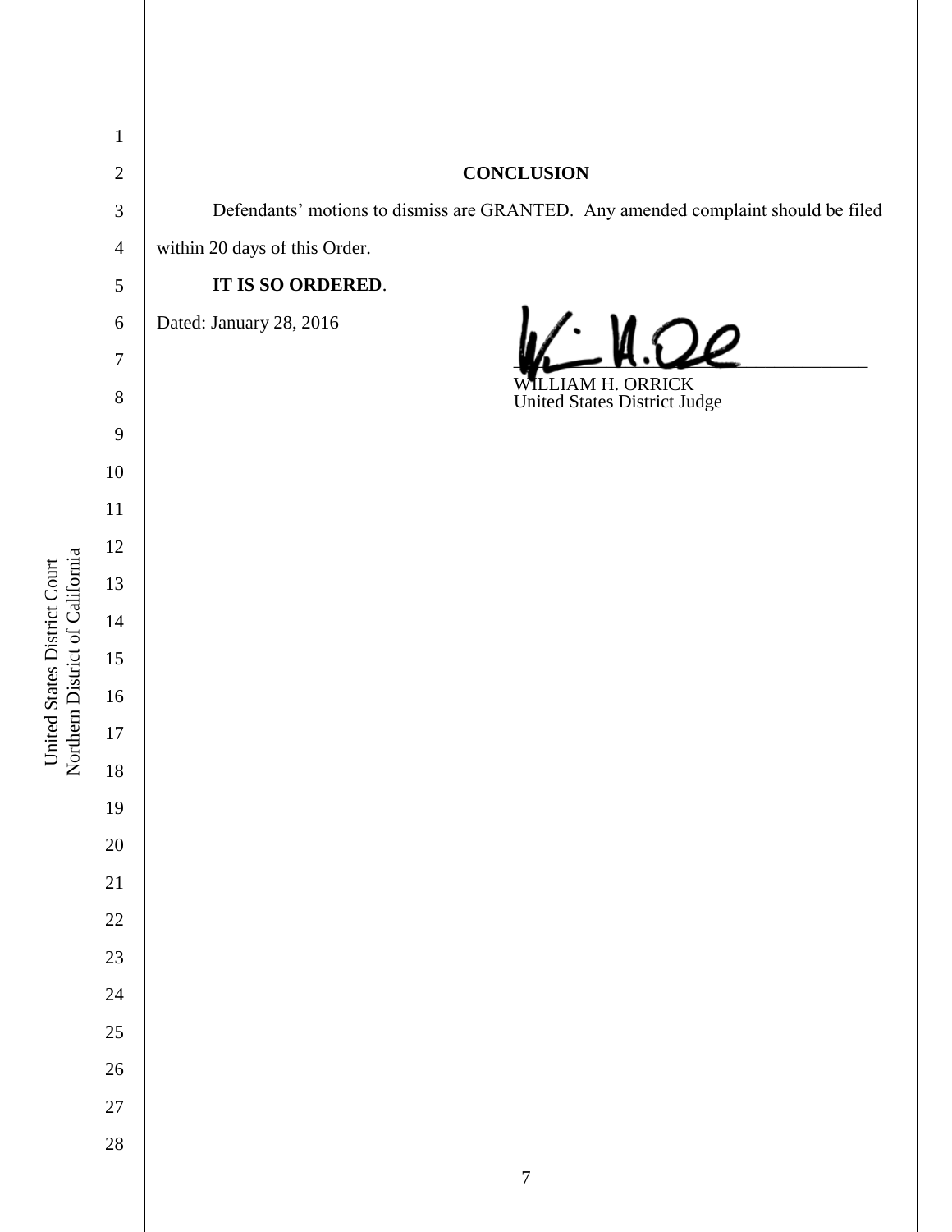## CONCLUSION

Defendants' motions to dismiss are GRANTED. Any amended complaint should be filed within 20 days of this Order.

**IT IS SO ORDERED**.

Dated: January 28, 2016

WILLIAM H. ORRICK
United States District Judge